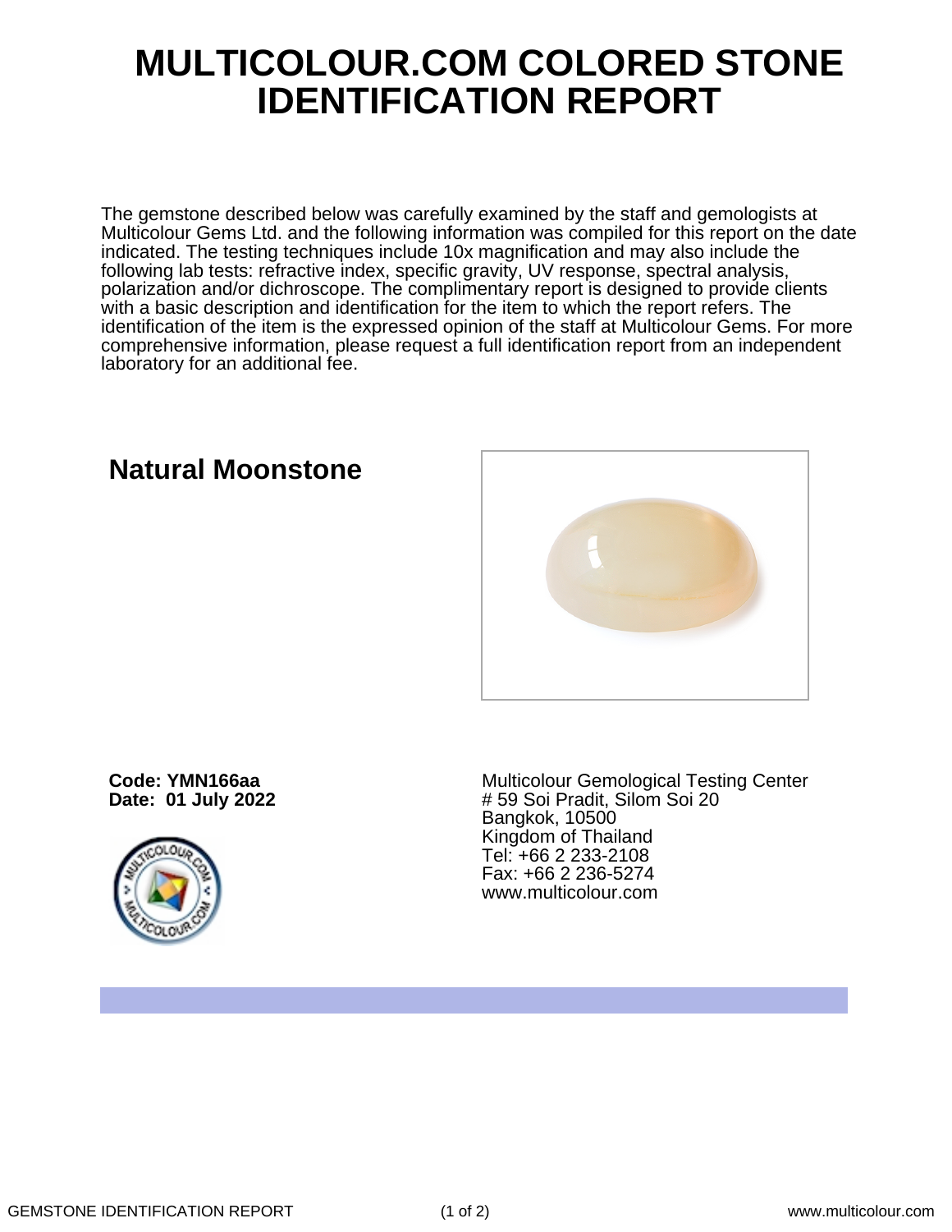# MULTICOLOUR.COM COLORED STONE IDENTIFICATION REPORT

The gemstone described below was carefully examined by the staff and gemologists at Multicolour Gems Ltd. and the following information was compiled for this report on the date indicated. The testing techniques include 10x magnification and may also include the following lab tests: refractive index, specific gravity, UV response, spectral analysis, polarization and/or dichroscope. The complimentary report is designed to provide clients with a basic description and identification for the item to which the report refers. The identification of the item is the expressed opinion of the staff at Multicolour Gems. For more comprehensive information, please request a full identification report from an independent laboratory for an additional fee.

## Natural Moonstone

**Code: YMN166aa**
**Date: 01 July 2022**

Multicolour Gemological Testing Center
# 59 Soi Pradit, Silom Soi 20
Bangkok, 10500
Kingdom of Thailand
Tel: +66 2 233-2108
Fax: +66 2 236-5274
www.multicolour.com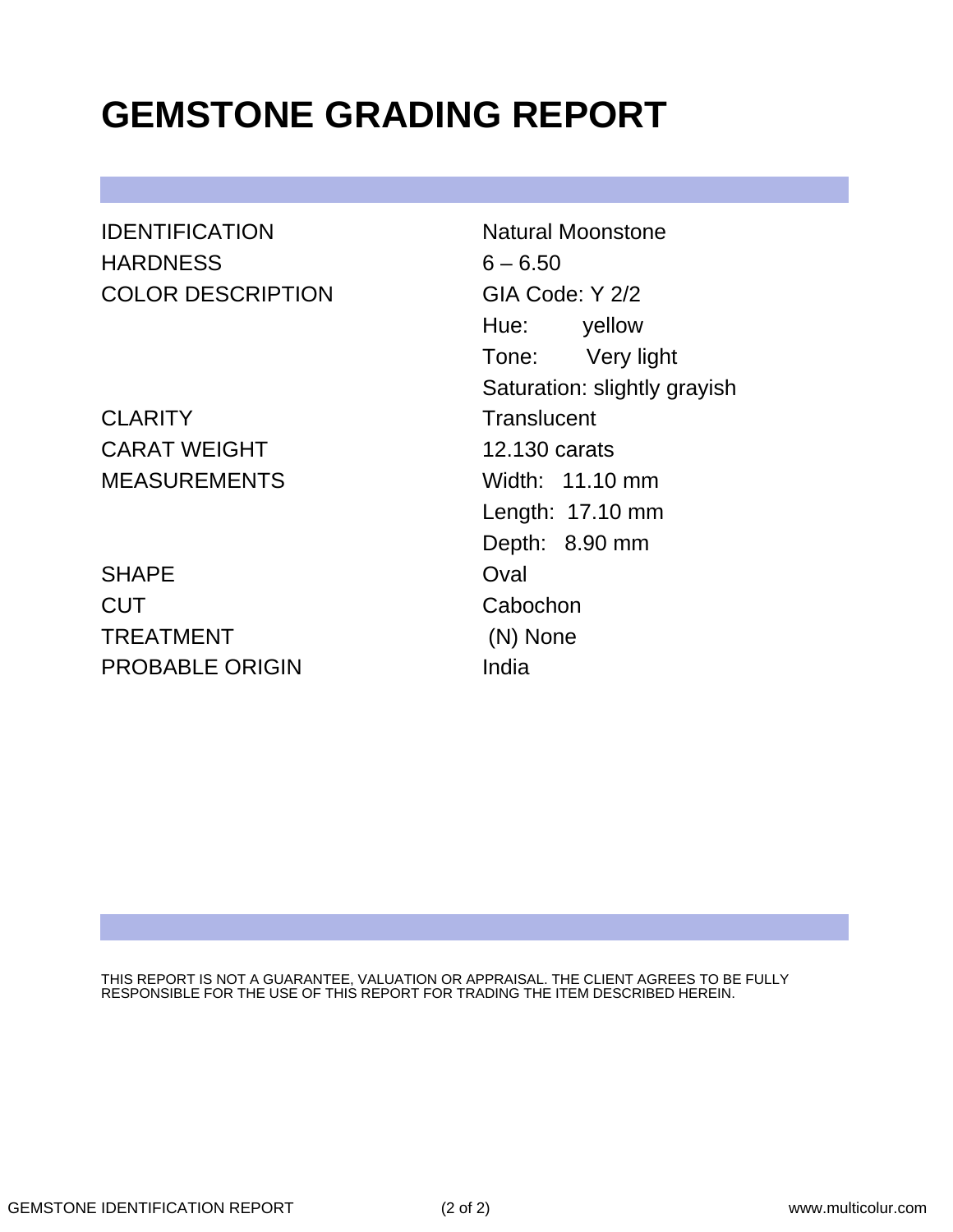# GEMSTONE GRADING REPORT

| | |
|---|---|
| IDENTIFICATION | Natural Moonstone |
| HARDNESS | 6 – 6.50 |
| COLOR DESCRIPTION | GIA Code: Y 2/2 |
| | Hue: yellow |
| | Tone: Very light |
| | Saturation: slightly grayish |
| CLARITY | Translucent |
| CARAT WEIGHT | 12.130 carats |
| MEASUREMENTS | Width: 11.10 mm |
| | Length: 17.10 mm |
| | Depth: 8.90 mm |
| SHAPE | Oval |
| CUT | Cabochon |
| TREATMENT | (N) None |
| PROBABLE ORIGIN | India |

THIS REPORT IS NOT A GUARANTEE, VALUATION OR APPRAISAL. THE CLIENT AGREES TO BE FULLY RESPONSIBLE FOR THE USE OF THIS REPORT FOR TRADING THE ITEM DESCRIBED HEREIN.